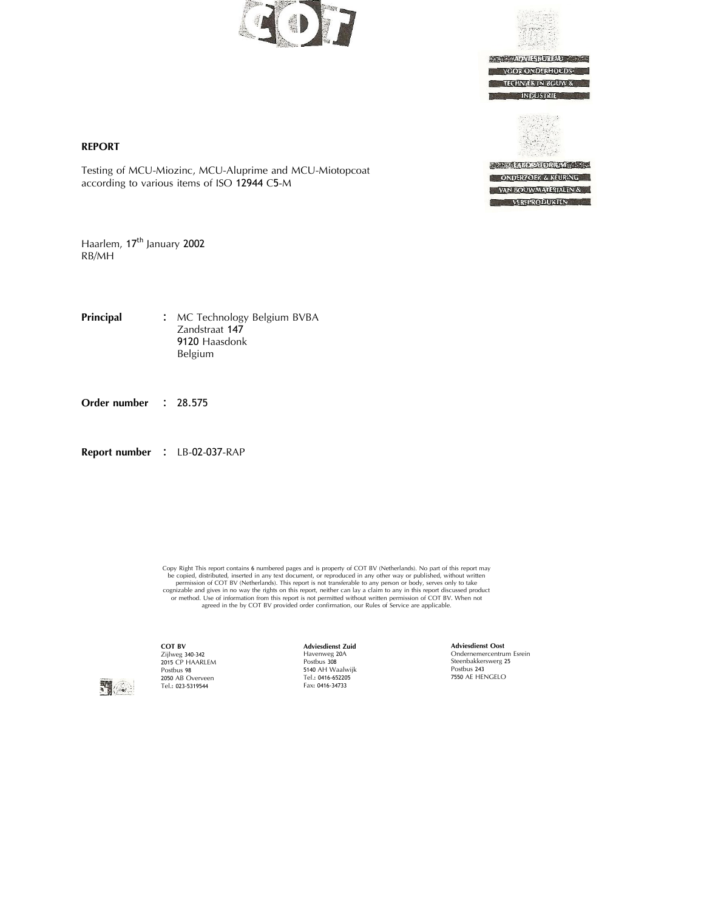COT

ADVIESBUREAU VOOR ONDERHOUDS-TECHNIEK IN BOUW & INDUSTRIE

LABORATORIUM ONDERZOEK & KEURING VAN BOUWMATERIALEN & VERFPRODUKTEN

**REPORT**

Testing of MCU-Miozinc, MCU-Aluprime and MCU-Miotopcoat according to various items of ISO 12944 C5-M

Haarlem, 17th January 2002
RB/MH

**Principal** : MC Technology Belgium BVBA
Zandstraat 147
9120 Haasdonk
Belgium

**Order number** : 28.575

**Report number** : LB-02-037-RAP

Copy Right This report contains 6 numbered pages and is property of COT BV (Netherlands). No part of this report may be copied, distributed, inserted in any text document, or reproduced in any other way or published, without written permission of COT BV (Netherlands). This report is not transferable to any person or body, serves only to take cognizable and gives in no way the rights on this report, neither can lay a claim to any in this report discussed product or method. Use of information from this report is not permitted without written permission of COT BV. When not agreed in the by COT BV provided order confirmation, our Rules of Service are applicable.

**COT BV**
Zijlweg 340-342
2015 CP HAARLEM
Postbus 98
2050 AB Overveen
Tel.: 023-5319544

**Adviesdienst Zuid**
Havenweg 20A
Postbus 308
5140 AH Waalwijk
Tel.: 0416-652205
Fax: 0416-34733

**Adviesdienst Oost**
Ondernemercentrum Esrein
Steenbakkersweg 25
Postbus 243
7550 AE HENGELO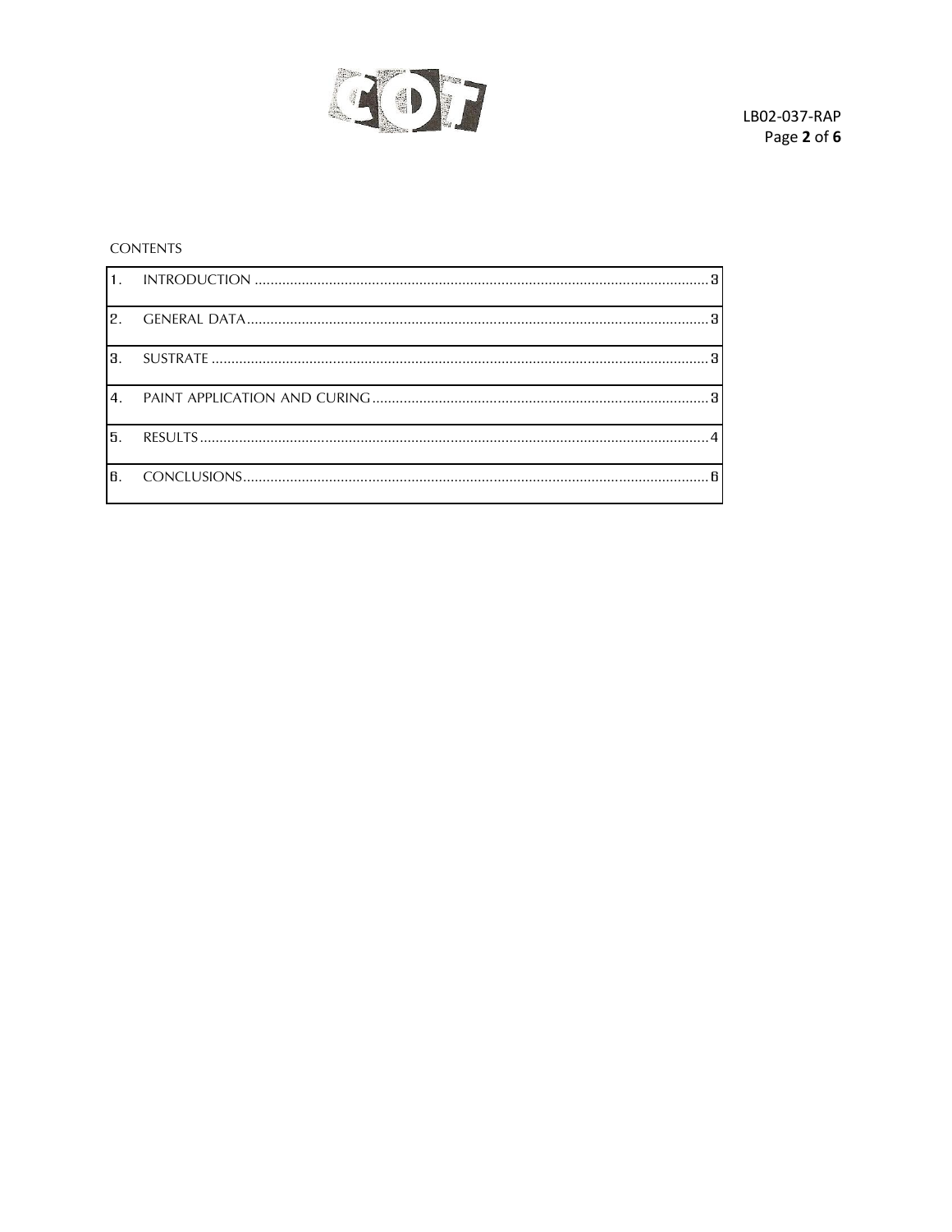CONTENTS

| | | |
|---|---|---|
| 1. | INTRODUCTION | 3 |
| 2. | GENERAL DATA | 3 |
| 3. | SUSTRATE | 3 |
| 4. | PAINT APPLICATION AND CURING | 3 |
| 5. | RESULTS | 4 |
| 6. | CONCLUSIONS | 6 |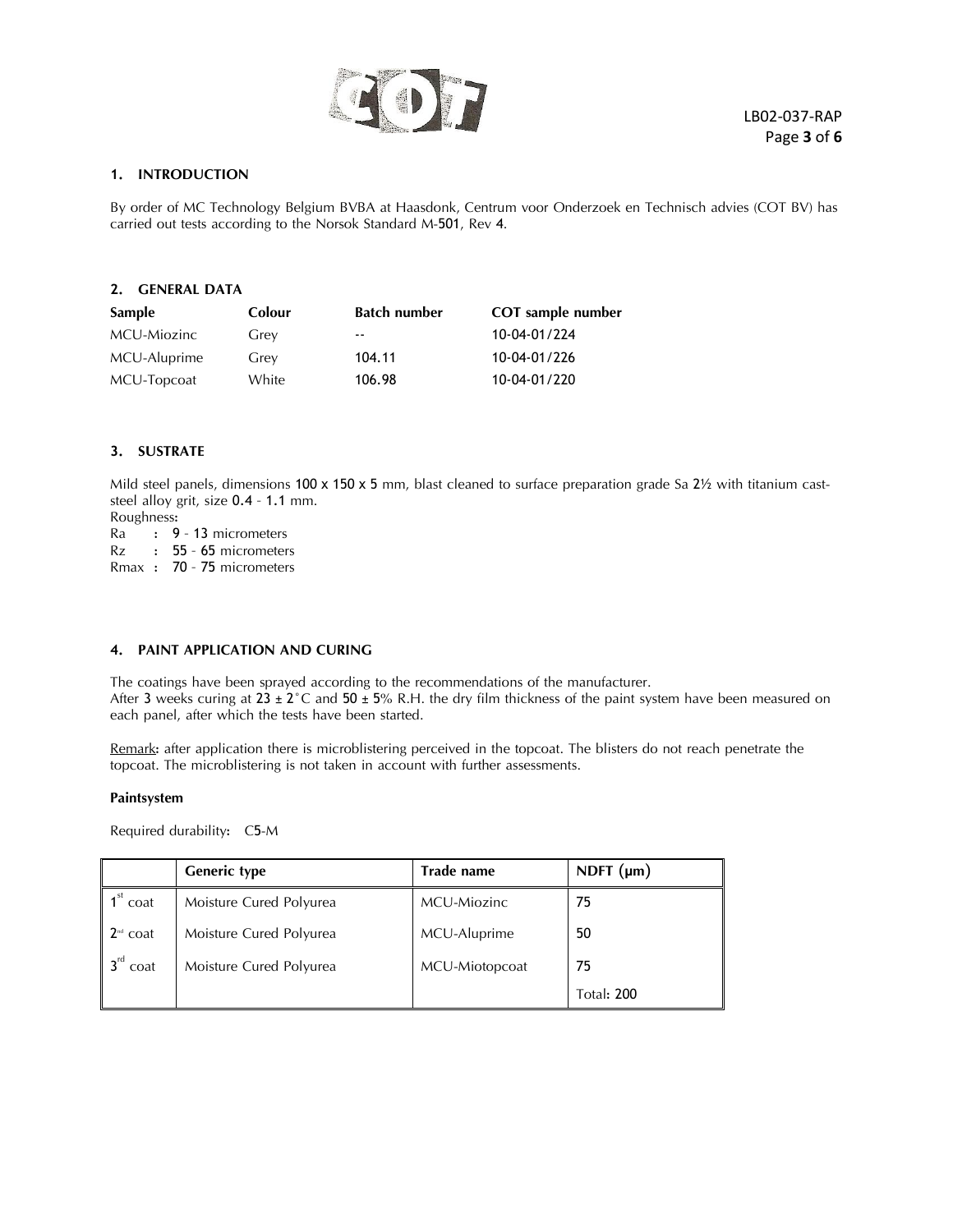## 1. INTRODUCTION

By order of MC Technology Belgium BVBA at Haasdonk, Centrum voor Onderzoek en Technisch advies (COT BV) has carried out tests according to the Norsok Standard M-501, Rev 4.

## 2. GENERAL DATA

| Sample | Colour | Batch number | COT sample number |
|---|---|---|---|
| MCU-Miozinc | Grey | -- | 10-04-01/224 |
| MCU-Aluprime | Grey | 104.11 | 10-04-01/226 |
| MCU-Topcoat | White | 106.98 | 10-04-01/220 |

## 3. SUSTRATE

Mild steel panels, dimensions 100 x 150 x 5 mm, blast cleaned to surface preparation grade Sa 2½ with titanium cast-steel alloy grit, size 0.4 - 1.1 mm.
Roughness:
Ra : 9 - 13 micrometers
Rz : 55 - 65 micrometers
Rmax : 70 - 75 micrometers

## 4. PAINT APPLICATION AND CURING

The coatings have been sprayed according to the recommendations of the manufacturer.
After 3 weeks curing at 23 ± 2°C and 50 ± 5% R.H. the dry film thickness of the paint system have been measured on each panel, after which the tests have been started.

Remark: after application there is microblistering perceived in the topcoat. The blisters do not reach penetrate the topcoat. The microblistering is not taken in account with further assessments.

**Paintsystem**

Required durability: C5-M

| | Generic type | Trade name | NDFT (µm) |
|---|---|---|---|
| 1st coat | Moisture Cured Polyurea | MCU-Miozinc | 75 |
| 2nd coat | Moisture Cured Polyurea | MCU-Aluprime | 50 |
| 3rd coat | Moisture Cured Polyurea | MCU-Miotopcoat | 75 |
| | | | Total: 200 |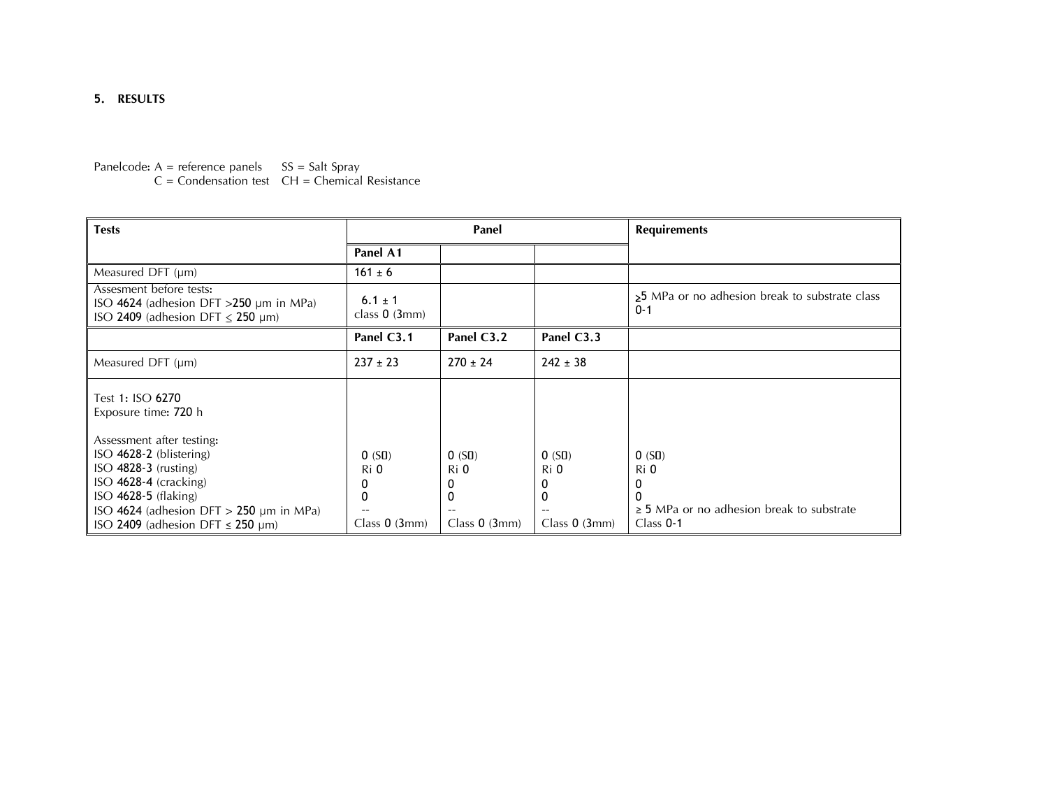## 5. RESULTS

Panelcode: A = reference panels     SS = Salt Spray
C = Condensation test     CH = Chemical Resistance

| Tests | Panel | | | Requirements |
|---|---|---|---|---|
| | **Panel A1** | | | |
| Measured DFT (µm) | 161 ± 6 | | | |
| Assesment before tests:<br>ISO 4624 (adhesion DFT >250 µm in MPa)<br>ISO 2409 (adhesion DFT ≤ 250 µm) | 6.1 ± 1<br>class 0 (3mm) | | | ≥5 MPa or no adhesion break to substrate class 0-1 |
| | **Panel C3.1** | **Panel C3.2** | **Panel C3.3** | |
| Measured DFT (µm) | 237 ± 23 | 270 ± 24 | 242 ± 38 | |
| Test 1: ISO 6270<br>Exposure time: 720 h<br><br>Assessment after testing:<br>ISO 4628-2 (blistering)<br>ISO 4828-3 (rusting)<br>ISO 4628-4 (cracking)<br>ISO 4628-5 (flaking)<br>ISO 4624 (adhesion DFT > 250 µm in MPa)<br>ISO 2409 (adhesion DFT ≤ 250 µm) | 0 (S0)<br>Ri 0<br>0<br>0<br>--<br>Class 0 (3mm) | 0 (S0)<br>Ri 0<br>0<br>0<br>--<br>Class 0 (3mm) | 0 (S0)<br>Ri 0<br>0<br>0<br>--<br>Class 0 (3mm) | 0 (S0)<br>Ri 0<br>0<br>0<br>≥ 5 MPa or no adhesion break to substrate<br>Class 0-1 |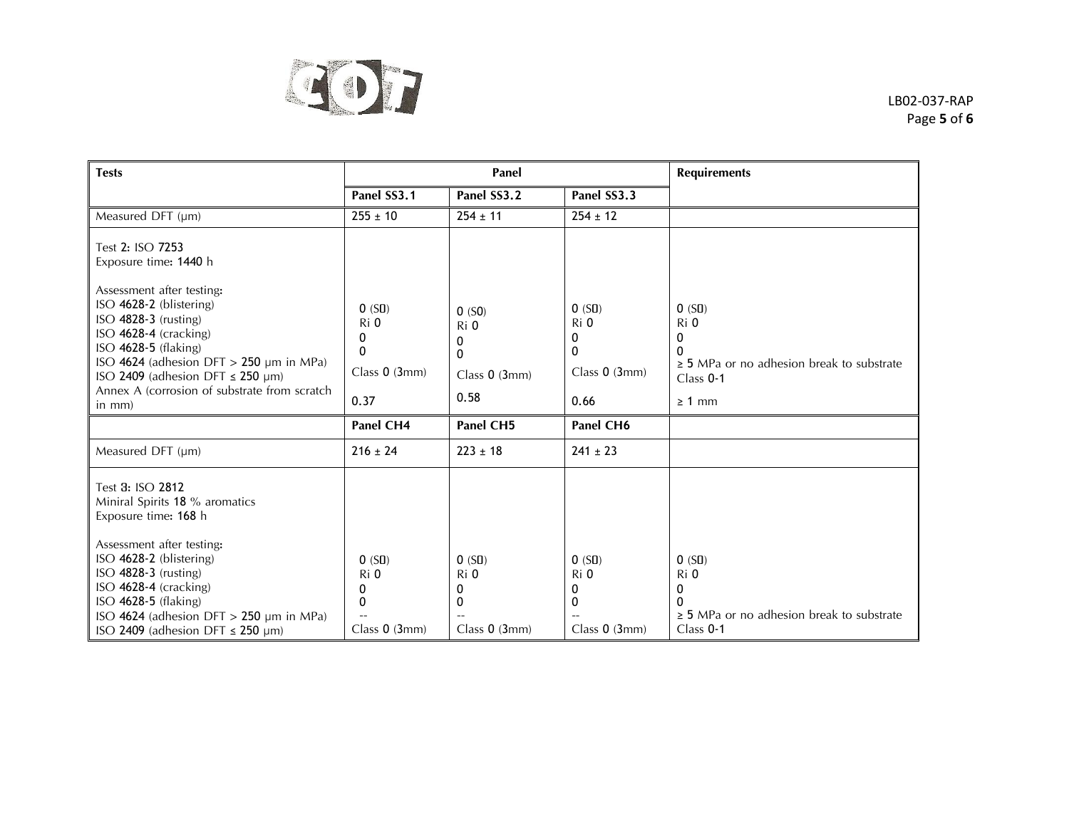| Tests | Panel | | | Requirements |
|---|---|---|---|---|
| | Panel SS3.1 | Panel SS3.2 | Panel SS3.3 | |
| Measured DFT (µm) | 255 ± 10 | 254 ± 11 | 254 ± 12 | |
| Test 2: ISO 7253<br>Exposure time: 1440 h<br><br>Assessment after testing:<br>ISO 4628-2 (blistering)<br>ISO 4828-3 (rusting)<br>ISO 4628-4 (cracking)<br>ISO 4628-5 (flaking)<br>ISO 4624 (adhesion DFT > 250 µm in MPa)<br>ISO 2409 (adhesion DFT ≤ 250 µm)<br>Annex A (corrosion of substrate from scratch in mm) | 0 (S0)<br>Ri 0<br>0<br>0<br><br>Class 0 (3mm)<br>0.37 | 0 (S0)<br>Ri 0<br>0<br>0<br><br>Class 0 (3mm)<br>0.58 | 0 (S0)<br>Ri 0<br>0<br>0<br><br>Class 0 (3mm)<br>0.66 | 0 (S0)<br>Ri 0<br>0<br>0<br>≥ 5 MPa or no adhesion break to substrate<br>Class 0-1<br>≥ 1 mm |
| | Panel CH4 | Panel CH5 | Panel CH6 | |
| Measured DFT (µm) | 216 ± 24 | 223 ± 18 | 241 ± 23 | |
| Test 3: ISO 2812<br>Miniral Spirits 18 % aromatics<br>Exposure time: 168 h<br><br>Assessment after testing:<br>ISO 4628-2 (blistering)<br>ISO 4828-3 (rusting)<br>ISO 4628-4 (cracking)<br>ISO 4628-5 (flaking)<br>ISO 4624 (adhesion DFT > 250 µm in MPa)<br>ISO 2409 (adhesion DFT ≤ 250 µm) | 0 (S0)<br>Ri 0<br>0<br>0<br>--<br>Class 0 (3mm) | 0 (S0)<br>Ri 0<br>0<br>0<br>--<br>Class 0 (3mm) | 0 (S0)<br>Ri 0<br>0<br>0<br>--<br>Class 0 (3mm) | 0 (S0)<br>Ri 0<br>0<br>0<br>≥ 5 MPa or no adhesion break to substrate<br>Class 0-1 |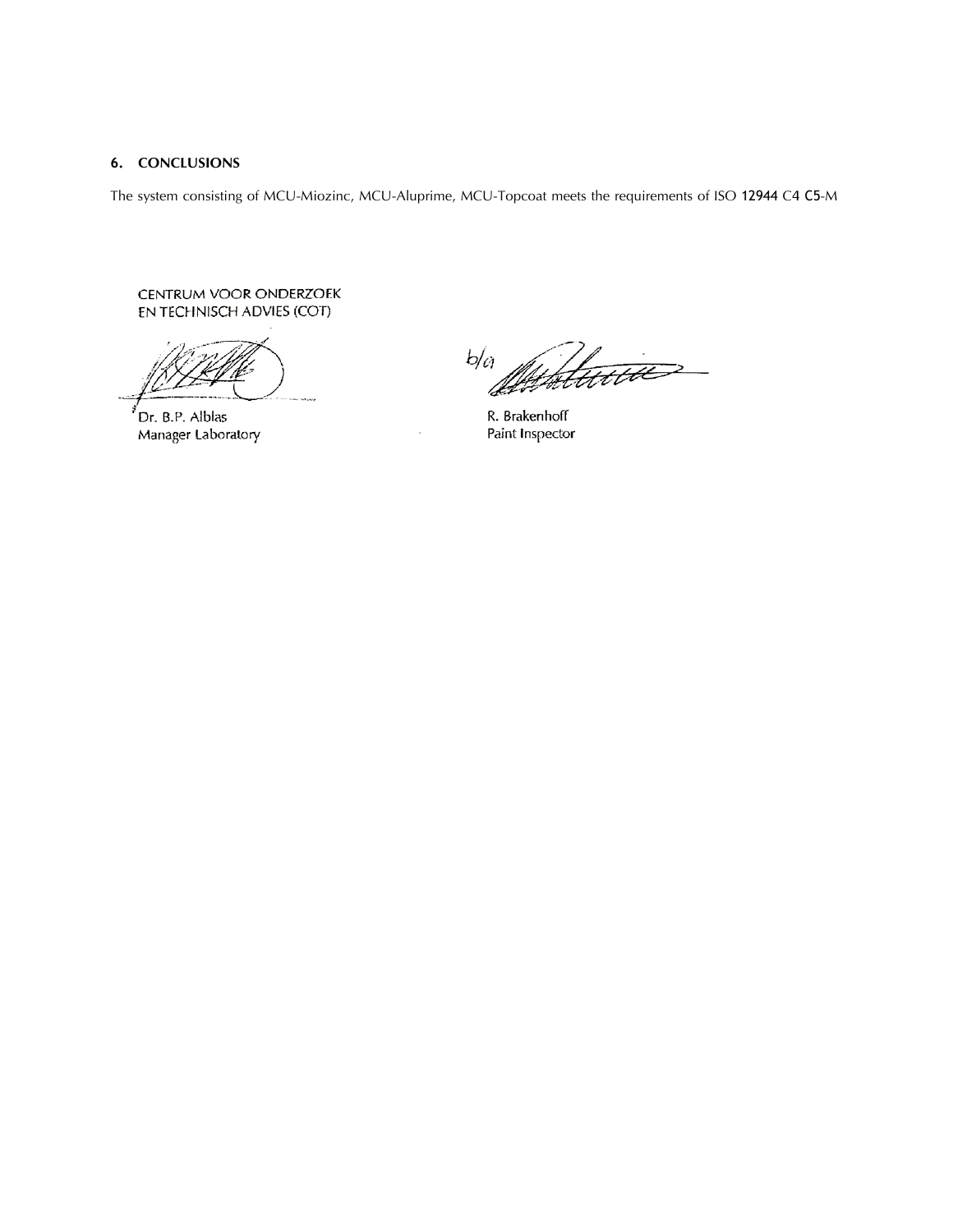## 6. CONCLUSIONS

The system consisting of MCU-Miozinc, MCU-Aluprime, MCU-Topcoat meets the requirements of ISO 12944 C4 C5-M

CENTRUM VOOR ONDERZOEK
EN TECHNISCH ADVIES (COT)

Dr. B.P. Alblas
Manager Laboratory

b/a

R. Brakenhoff
Paint Inspector